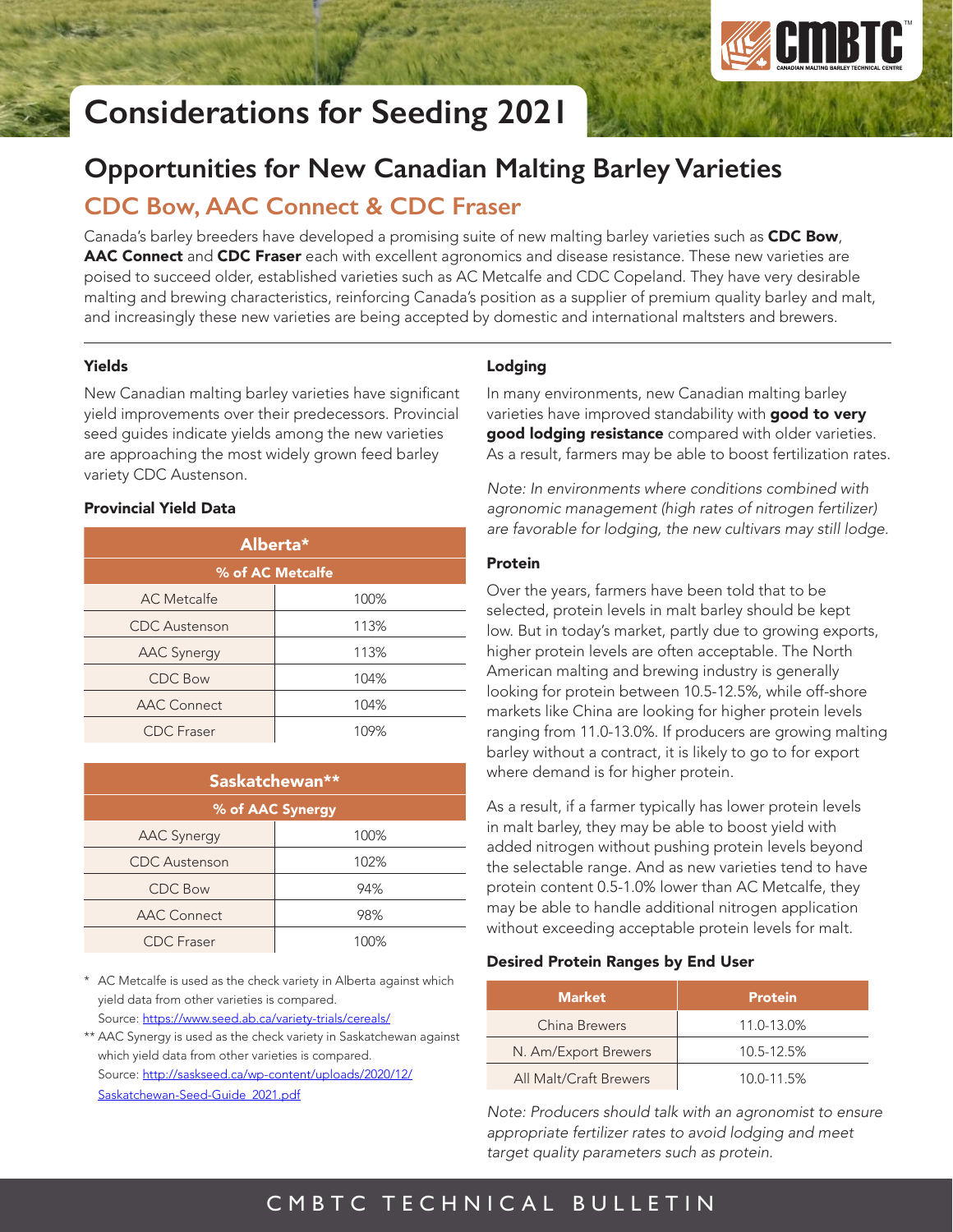# Considerations for Seeding 2021

## Opportunities for New Canadian Malting Barley Varieties

### CDC Bow, AAC Connect & CDC Fraser

Canada's barley breeders have developed a promising suite of new malting barley varieties such as **CDC Bow**, **AAC Connect** and **CDC Fraser** each with excellent agronomics and disease resistance. These new varieties are poised to succeed older, established varieties such as AC Metcalfe and CDC Copeland. They have very desirable malting and brewing characteristics, reinforcing Canada's position as a supplier of premium quality barley and malt, and increasingly these new varieties are being accepted by domestic and international maltsters and brewers.

#### Yields

New Canadian malting barley varieties have significant yield improvements over their predecessors. Provincial seed guides indicate yields among the new varieties are approaching the most widely grown feed barley variety CDC Austenson.

#### Provincial Yield Data

| Alberta* | |
|---|---|
| **% of AC Metcalfe** | |
| AC Metcalfe | 100% |
| CDC Austenson | 113% |
| AAC Synergy | 113% |
| CDC Bow | 104% |
| AAC Connect | 104% |
| CDC Fraser | 109% |

| Saskatchewan** | |
|---|---|
| **% of AAC Synergy** | |
| AAC Synergy | 100% |
| CDC Austenson | 102% |
| CDC Bow | 94% |
| AAC Connect | 98% |
| CDC Fraser | 100% |

\* AC Metcalfe is used as the check variety in Alberta against which yield data from other varieties is compared.
Source: https://www.seed.ab.ca/variety-trials/cereals/

** AAC Synergy is used as the check variety in Saskatchewan against which yield data from other varieties is compared.
Source: http://saskseed.ca/wp-content/uploads/2020/12/Saskatchewan-Seed-Guide_2021.pdf

#### Lodging

In many environments, new Canadian malting barley varieties have improved standability with **good to very good lodging resistance** compared with older varieties. As a result, farmers may be able to boost fertilization rates.

*Note: In environments where conditions combined with agronomic management (high rates of nitrogen fertilizer) are favorable for lodging, the new cultivars may still lodge.*

#### Protein

Over the years, farmers have been told that to be selected, protein levels in malt barley should be kept low. But in today's market, partly due to growing exports, higher protein levels are often acceptable. The North American malting and brewing industry is generally looking for protein between 10.5-12.5%, while off-shore markets like China are looking for higher protein levels ranging from 11.0-13.0%. If producers are growing malting barley without a contract, it is likely to go to for export where demand is for higher protein.

As a result, if a farmer typically has lower protein levels in malt barley, they may be able to boost yield with added nitrogen without pushing protein levels beyond the selectable range. And as new varieties tend to have protein content 0.5-1.0% lower than AC Metcalfe, they may be able to handle additional nitrogen application without exceeding acceptable protein levels for malt.

#### Desired Protein Ranges by End User

| Market | Protein |
|---|---|
| China Brewers | 11.0-13.0% |
| N. Am/Export Brewers | 10.5-12.5% |
| All Malt/Craft Brewers | 10.0-11.5% |

*Note: Producers should talk with an agronomist to ensure appropriate fertilizer rates to avoid lodging and meet target quality parameters such as protein.*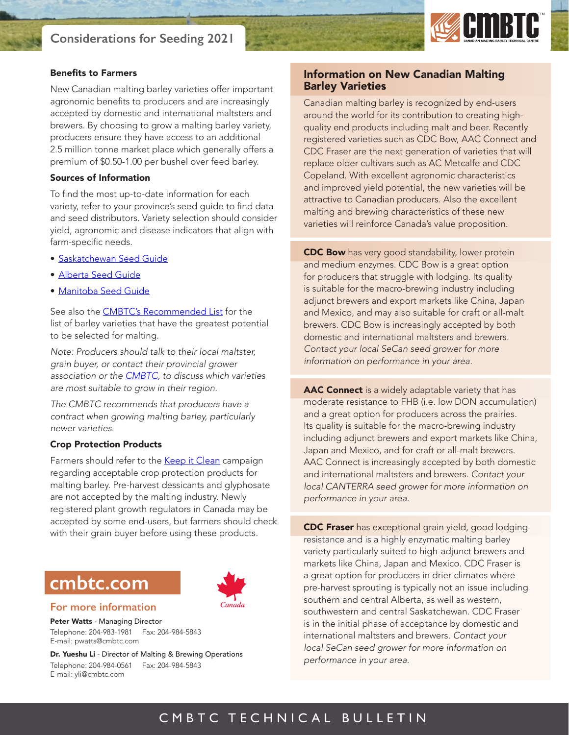# Considerations for Seeding 2021

### Benefits to Farmers

New Canadian malting barley varieties offer important agronomic benefits to producers and are increasingly accepted by domestic and international maltsters and brewers. By choosing to grow a malting barley variety, producers ensure they have access to an additional 2.5 million tonne market place which generally offers a premium of $0.50-1.00 per bushel over feed barley.

### Sources of Information

To find the most up-to-date information for each variety, refer to your province's seed guide to find data and seed distributors. Variety selection should consider yield, agronomic and disease indicators that align with farm-specific needs.

- Saskatchewan Seed Guide
- Alberta Seed Guide
- Manitoba Seed Guide

See also the CMBTC's Recommended List for the list of barley varieties that have the greatest potential to be selected for malting.

*Note: Producers should talk to their local maltster, grain buyer, or contact their provincial grower association or the CMBTC, to discuss which varieties are most suitable to grow in their region.*

*The CMBTC recommends that producers have a contract when growing malting barley, particularly newer varieties.*

### Crop Protection Products

Farmers should refer to the Keep it Clean campaign regarding acceptable crop protection products for malting barley. Pre-harvest dessicants and glyphosate are not accepted by the malting industry. Newly registered plant growth regulators in Canada may be accepted by some end-users, but farmers should check with their grain buyer before using these products.

## Information on New Canadian Malting Barley Varieties

Canadian malting barley is recognized by end-users around the world for its contribution to creating high-quality end products including malt and beer. Recently registered varieties such as CDC Bow, AAC Connect and CDC Fraser are the next generation of varieties that will replace older cultivars such as AC Metcalfe and CDC Copeland. With excellent agronomic characteristics and improved yield potential, the new varieties will be attractive to Canadian producers. Also the excellent malting and brewing characteristics of these new varieties will reinforce Canada's value proposition.

**CDC Bow** has very good standability, lower protein and medium enzymes. CDC Bow is a great option for producers that struggle with lodging. Its quality is suitable for the macro-brewing industry including adjunct brewers and export markets like China, Japan and Mexico, and may also suitable for craft or all-malt brewers. CDC Bow is increasingly accepted by both domestic and international maltsters and brewers. *Contact your local SeCan seed grower for more information on performance in your area.*

**AAC Connect** is a widely adaptable variety that has moderate resistance to FHB (i.e. low DON accumulation) and a great option for producers across the prairies. Its quality is suitable for the macro-brewing industry including adjunct brewers and export markets like China, Japan and Mexico, and for craft or all-malt brewers. AAC Connect is increasingly accepted by both domestic and international maltsters and brewers. *Contact your local CANTERRA seed grower for more information on performance in your area.*

**CDC Fraser** has exceptional grain yield, good lodging resistance and is a highly enzymatic malting barley variety particularly suited to high-adjunct brewers and markets like China, Japan and Mexico. CDC Fraser is a great option for producers in drier climates where pre-harvest sprouting is typically not an issue including southern and central Alberta, as well as western, southwestern and central Saskatchewan. CDC Fraser is in the initial phase of acceptance by domestic and international maltsters and brewers. *Contact your local SeCan seed grower for more information on performance in your area.*

## cmbtc.com

### For more information

**Peter Watts** - Managing Director
Telephone: 204-983-1981 Fax: 204-984-5843
E-mail: pwatts@cmbtc.com

**Dr. Yueshu Li** - Director of Malting & Brewing Operations
Telephone: 204-984-0561 Fax: 204-984-5843
E-mail: yli@cmbtc.com

Canada

CMBTC TECHNICAL BULLETIN